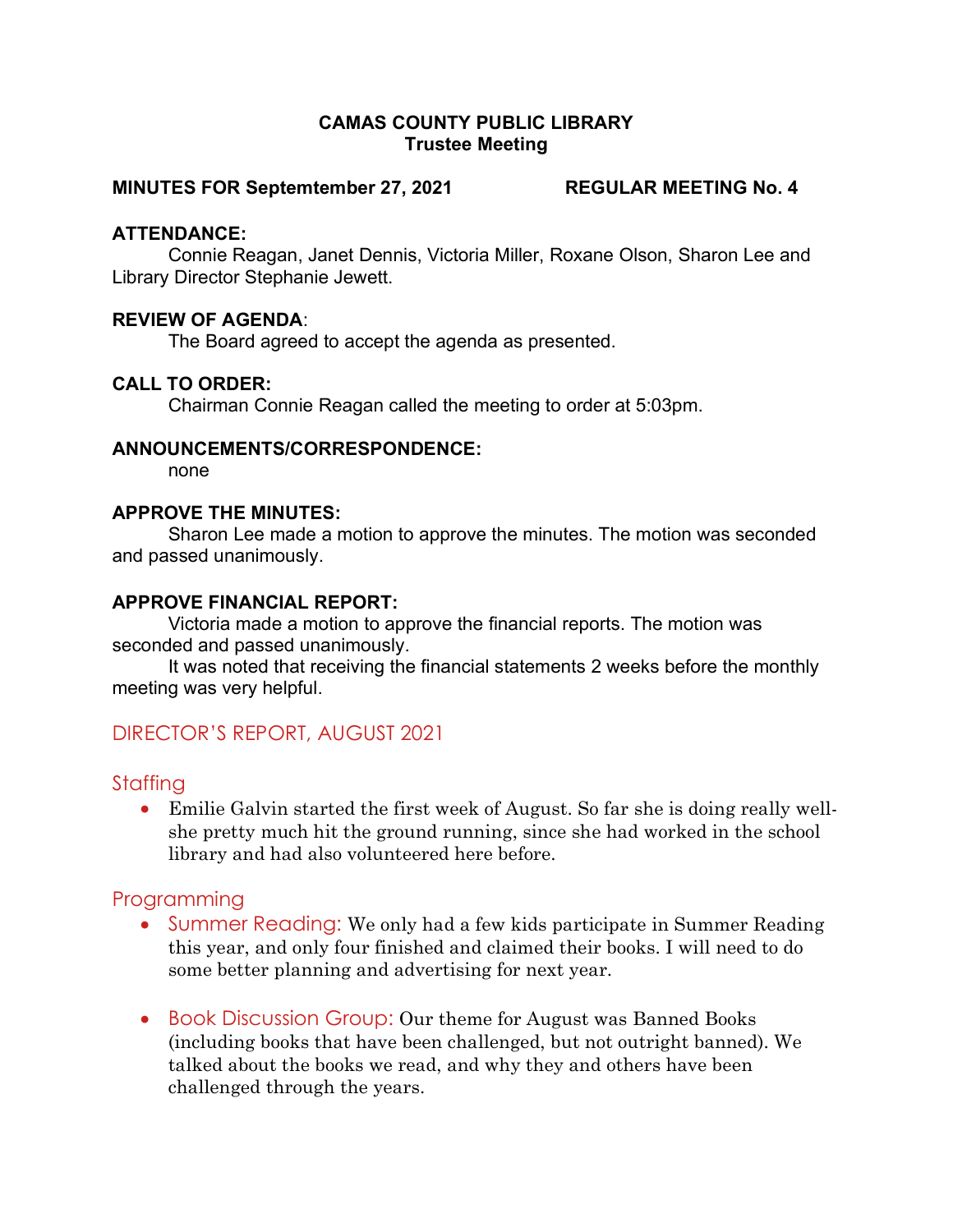# CAMAS COUNTY PUBLIC LIBRARY
## Trustee Meeting

**MINUTES FOR Septemtember 27, 2021 REGULAR MEETING No. 4**

**ATTENDANCE:**

Connie Reagan, Janet Dennis, Victoria Miller, Roxane Olson, Sharon Lee and Library Director Stephanie Jewett.

**REVIEW OF AGENDA**:

The Board agreed to accept the agenda as presented.

**CALL TO ORDER:**

Chairman Connie Reagan called the meeting to order at 5:03pm.

**ANNOUNCEMENTS/CORRESPONDENCE:**

none

**APPROVE THE MINUTES:**

Sharon Lee made a motion to approve the minutes. The motion was seconded and passed unanimously.

**APPROVE FINANCIAL REPORT:**

Victoria made a motion to approve the financial reports. The motion was seconded and passed unanimously.

It was noted that receiving the financial statements 2 weeks before the monthly meeting was very helpful.

## DIRECTOR'S REPORT, AUGUST 2021

### Staffing

- Emilie Galvin started the first week of August. So far she is doing really well- she pretty much hit the ground running, since she had worked in the school library and had also volunteered here before.

### Programming

- Summer Reading: We only had a few kids participate in Summer Reading this year, and only four finished and claimed their books. I will need to do some better planning and advertising for next year.

- Book Discussion Group: Our theme for August was Banned Books (including books that have been challenged, but not outright banned). We talked about the books we read, and why they and others have been challenged through the years.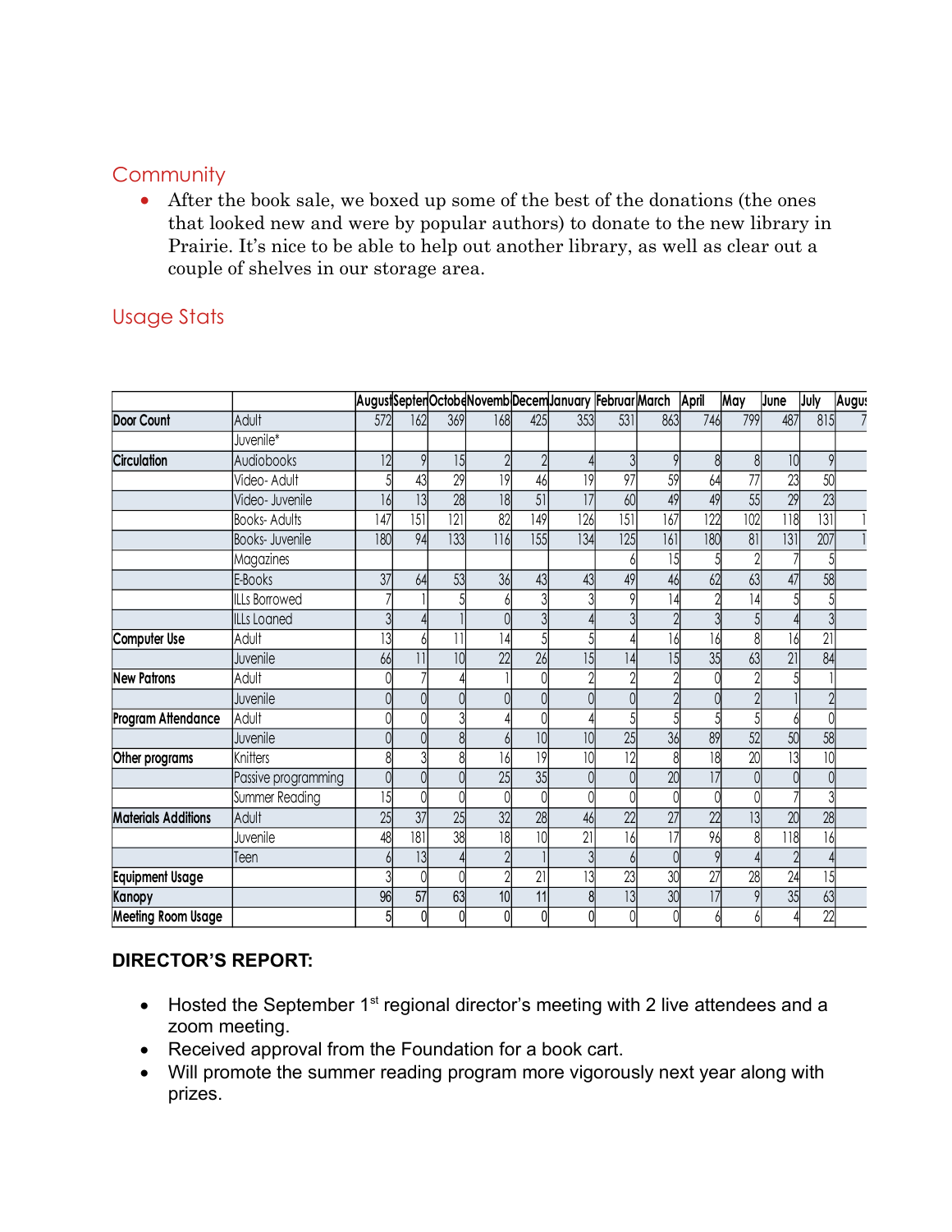## Community

- After the book sale, we boxed up some of the best of the donations (the ones that looked new and were by popular authors) to donate to the new library in Prairie. It's nice to be able to help out another library, as well as clear out a couple of shelves in our storage area.

## Usage Stats

| | | August | Septen | Octobe | Novemb | Decem | January | Februar | March | April | May | June | July | Augus |
|---|---|---|---|---|---|---|---|---|---|---|---|---|---|---|
| **Door Count** | Adult | 572 | 162 | 369 | 168 | 425 | 353 | 531 | 863 | 746 | 799 | 487 | 815 | 7 |
| | Juvenile* | | | | | | | | | | | | | |
| **Circulation** | Audiobooks | 12 | 9 | 15 | 2 | 2 | 4 | 3 | 9 | 8 | 8 | 10 | 9 | |
| | Video- Adult | 5 | 43 | 29 | 19 | 46 | 19 | 97 | 59 | 64 | 77 | 23 | 50 | |
| | Video- Juvenile | 16 | 13 | 28 | 18 | 51 | 17 | 60 | 49 | 49 | 55 | 29 | 23 | |
| | Books- Adults | 147 | 151 | 121 | 82 | 149 | 126 | 151 | 167 | 122 | 102 | 118 | 131 | 1 |
| | Books- Juvenile | 180 | 94 | 133 | 116 | 155 | 134 | 125 | 161 | 180 | 81 | 131 | 207 | 1 |
| | Magazines | | | | | | | 6 | 15 | 5 | 2 | 7 | 5 | |
| | E-Books | 37 | 64 | 53 | 36 | 43 | 43 | 49 | 46 | 62 | 63 | 47 | 58 | |
| | ILLs Borrowed | 7 | 1 | 5 | 6 | 3 | 3 | 9 | 14 | 2 | 14 | 5 | 5 | |
| | ILLs Loaned | 3 | 4 | 1 | 0 | 3 | 4 | 3 | 2 | 3 | 5 | 4 | 3 | |
| **Computer Use** | Adult | 13 | 6 | 11 | 14 | 5 | 5 | 4 | 16 | 16 | 8 | 16 | 21 | |
| | Juvenile | 66 | 11 | 10 | 22 | 26 | 15 | 14 | 15 | 35 | 63 | 21 | 84 | |
| **New Patrons** | Adult | 0 | 7 | 4 | 1 | 0 | 2 | 2 | 2 | 0 | 2 | 5 | 1 | |
| | Juvenile | 0 | 0 | 0 | 0 | 0 | 0 | 0 | 2 | 0 | 2 | 1 | 2 | |
| **Program Attendance** | Adult | 0 | 0 | 3 | 4 | 0 | 4 | 5 | 5 | 5 | 5 | 6 | 0 | |
| | Juvenile | 0 | 0 | 8 | 6 | 10 | 10 | 25 | 36 | 89 | 52 | 50 | 58 | |
| **Other programs** | Knitters | 8 | 3 | 8 | 16 | 19 | 10 | 12 | 8 | 18 | 20 | 13 | 10 | |
| | Passive programming | 0 | 0 | 0 | 25 | 35 | 0 | 0 | 20 | 17 | 0 | 0 | 0 | |
| | Summer Reading | 15 | 0 | 0 | 0 | 0 | 0 | 0 | 0 | 0 | 0 | 7 | 3 | |
| **Materials Additions** | Adult | 25 | 37 | 25 | 32 | 28 | 46 | 22 | 27 | 22 | 13 | 20 | 28 | |
| | Juvenile | 48 | 181 | 38 | 18 | 10 | 21 | 16 | 17 | 96 | 8 | 118 | 16 | |
| | Teen | 6 | 13 | 4 | 2 | 1 | 3 | 6 | 0 | 9 | 4 | 2 | 4 | |
| **Equipment Usage** | | 3 | 0 | 0 | 2 | 21 | 13 | 23 | 30 | 27 | 28 | 24 | 15 | |
| **Kanopy** | | 96 | 57 | 63 | 10 | 11 | 8 | 13 | 30 | 17 | 9 | 35 | 63 | |
| **Meeting Room Usage** | | 5 | 0 | 0 | 0 | 0 | 0 | 0 | 0 | 6 | 6 | 4 | 22 | |

**DIRECTOR'S REPORT:**

- Hosted the September 1st regional director's meeting with 2 live attendees and a zoom meeting.
- Received approval from the Foundation for a book cart.
- Will promote the summer reading program more vigorously next year along with prizes.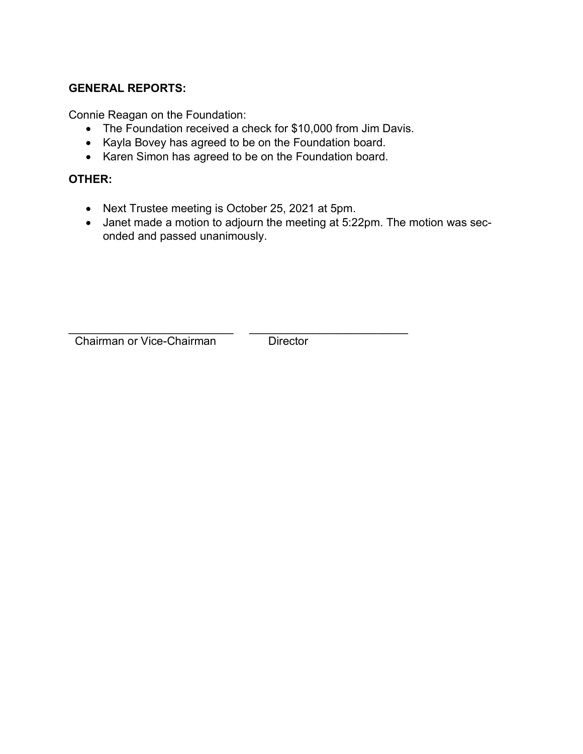**GENERAL REPORTS:**

Connie Reagan on the Foundation:

- The Foundation received a check for $10,000 from Jim Davis.
- Kayla Bovey has agreed to be on the Foundation board.
- Karen Simon has agreed to be on the Foundation board.

**OTHER:**

- Next Trustee meeting is October 25, 2021 at 5pm.
- Janet made a motion to adjourn the meeting at 5:22pm. The motion was seconded and passed unanimously.

_________________________ _________________________

Chairman or Vice-Chairman Director